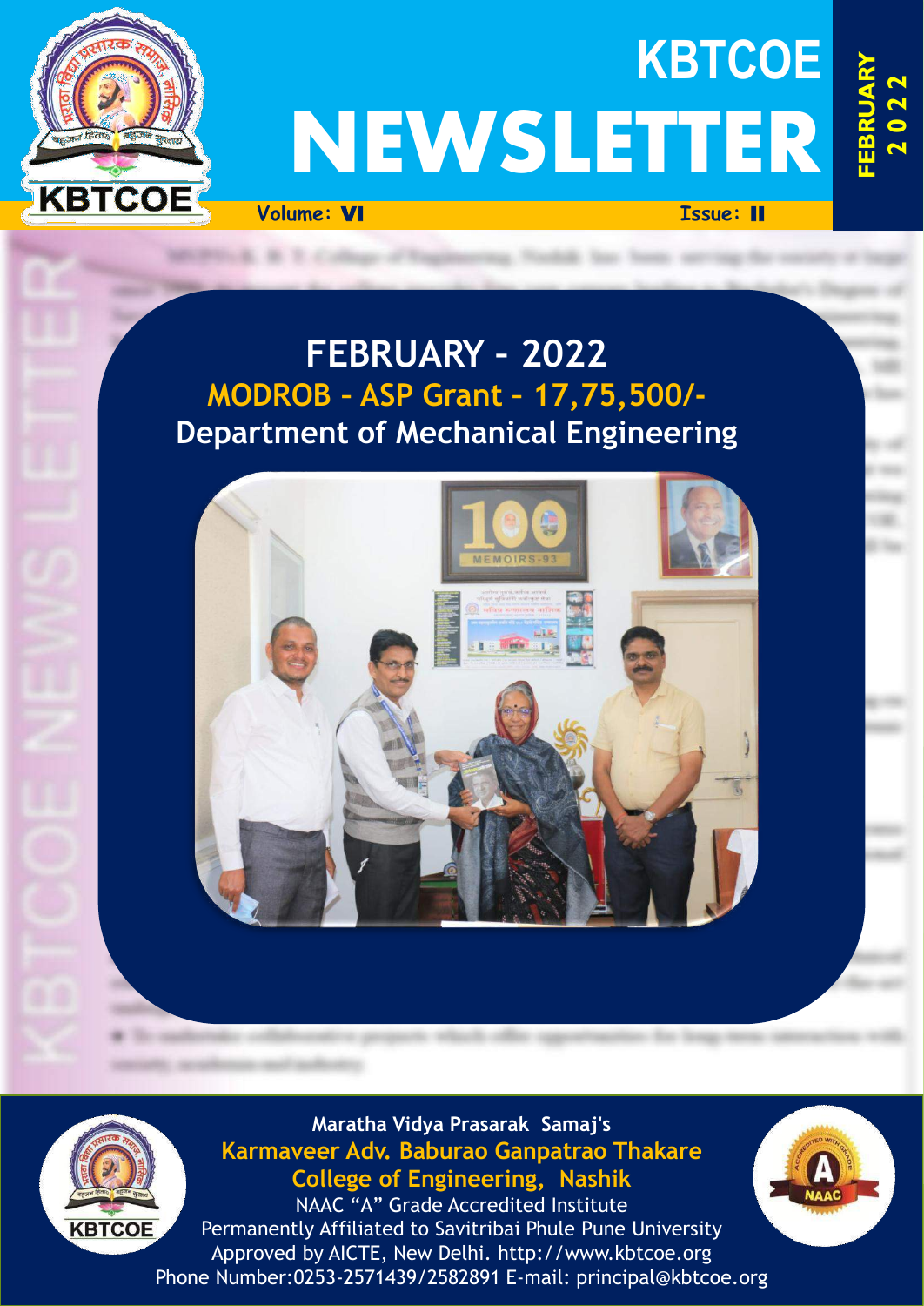# KBTCOE NEWSLETTER

**FEBRUARY 2022**

**Volume: VI** | **Issue: II**

## FEBRUARY - 2022

### MODROB - ASP Grant - 17,75,500/-

### Department of Mechanical Engineering

**Maratha Vidya Prasarak Samaj's**

**Karmaveer Adv. Baburao Ganpatrao Thakare College of Engineering, Nashik**

NAAC "A" Grade Accredited Institute

Permanently Affiliated to Savitribai Phule Pune University

Approved by AICTE, New Delhi. http://www.kbtcoe.org

Phone Number:0253-2571439/2582891 E-mail: principal@kbtcoe.org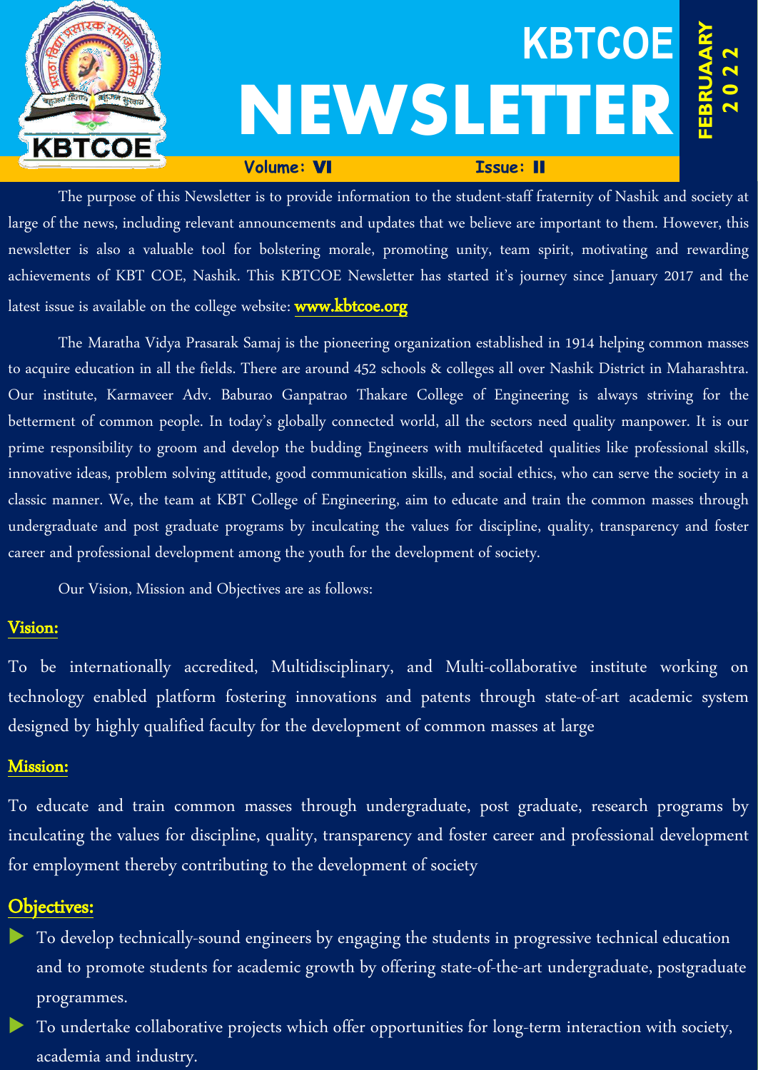# KBTCOE NEWSLETTER

**FEBRUAARY 2022**

**Volume: VI** **Issue: II**

The purpose of this Newsletter is to provide information to the student-staff fraternity of Nashik and society at large of the news, including relevant announcements and updates that we believe are important to them. However, this newsletter is also a valuable tool for bolstering morale, promoting unity, team spirit, motivating and rewarding achievements of KBT COE, Nashik. This KBTCOE Newsletter has started it's journey since January 2017 and the latest issue is available on the college website: **www.kbtcoe.org**

The Maratha Vidya Prasarak Samaj is the pioneering organization established in 1914 helping common masses to acquire education in all the fields. There are around 452 schools & colleges all over Nashik District in Maharashtra. Our institute, Karmaveer Adv. Baburao Ganpatrao Thakare College of Engineering is always striving for the betterment of common people. In today's globally connected world, all the sectors need quality manpower. It is our prime responsibility to groom and develop the budding Engineers with multifaceted qualities like professional skills, innovative ideas, problem solving attitude, good communication skills, and social ethics, who can serve the society in a classic manner. We, the team at KBT College of Engineering, aim to educate and train the common masses through undergraduate and post graduate programs by inculcating the values for discipline, quality, transparency and foster career and professional development among the youth for the development of society.

Our Vision, Mission and Objectives are as follows:

## Vision:

To be internationally accredited, Multidisciplinary, and Multi-collaborative institute working on technology enabled platform fostering innovations and patents through state-of-art academic system designed by highly qualified faculty for the development of common masses at large

## Mission:

To educate and train common masses through undergraduate, post graduate, research programs by inculcating the values for discipline, quality, transparency and foster career and professional development for employment thereby contributing to the development of society

## Objectives:

- To develop technically-sound engineers by engaging the students in progressive technical education and to promote students for academic growth by offering state-of-the-art undergraduate, postgraduate programmes.
- To undertake collaborative projects which offer opportunities for long-term interaction with society, academia and industry.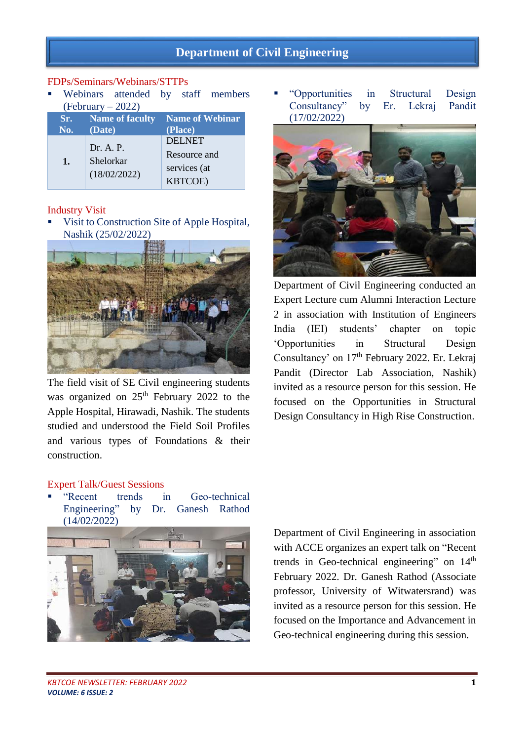# Department of Civil Engineering

## FDPs/Seminars/Webinars/STTPs

- Webinars attended by staff members (February – 2022)

| Sr. No. | Name of faculty (Date) | Name of Webinar (Place) |
|---|---|---|
| 1. | Dr. A. P. Shelorkar (18/02/2022) | DELNET Resource and services (at KBTCOE) |

## Industry Visit

- Visit to Construction Site of Apple Hospital, Nashik (25/02/2022)

The field visit of SE Civil engineering students was organized on 25th February 2022 to the Apple Hospital, Hirawadi, Nashik. The students studied and understood the Field Soil Profiles and various types of Foundations & their construction.

## Expert Talk/Guest Sessions

- "Recent trends in Geo-technical Engineering" by Dr. Ganesh Rathod (14/02/2022)

Department of Civil Engineering in association with ACCE organizes an expert talk on "Recent trends in Geo-technical engineering" on 14th February 2022. Dr. Ganesh Rathod (Associate professor, University of Witwatersrand) was invited as a resource person for this session. He focused on the Importance and Advancement in Geo-technical engineering during this session.

- "Opportunities in Structural Design Consultancy" by Er. Lekraj Pandit (17/02/2022)

Department of Civil Engineering conducted an Expert Lecture cum Alumni Interaction Lecture 2 in association with Institution of Engineers India (IEI) students' chapter on topic 'Opportunities in Structural Design Consultancy' on 17th February 2022. Er. Lekraj Pandit (Director Lab Association, Nashik) invited as a resource person for this session. He focused on the Opportunities in Structural Design Consultancy in High Rise Construction.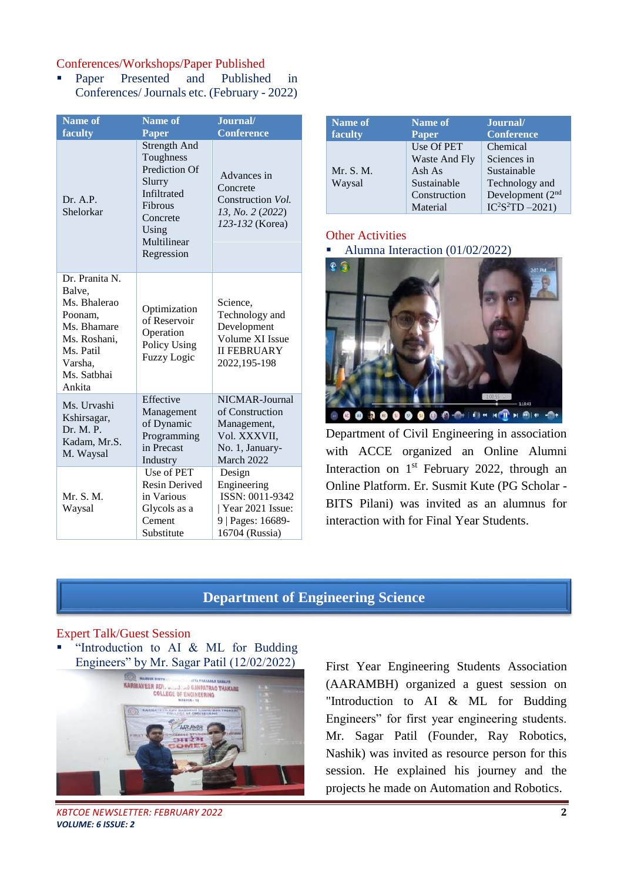## Conferences/Workshops/Paper Published

- Paper Presented and Published in Conferences/ Journals etc. (February - 2022)

| Name of faculty | Name of Paper | Journal/ Conference |
|---|---|---|
| Dr. A.P. Shelorkar | Strength And Toughness Prediction Of Slurry Infiltrated Fibrous Concrete Using Multilinear Regression | Advances in Concrete Construction *Vol. 13, No. 2 (2022) 123-132* (Korea) |
| Dr. Pranita N. Balve, Ms. Bhalerao Poonam, Ms. Bhamare Ms. Roshani, Ms. Patil Varsha, Ms. Satbhai Ankita | Optimization of Reservoir Operation Policy Using Fuzzy Logic | Science, Technology and Development Volume XI Issue II FEBRUARY 2022,195-198 |
| Ms. Urvashi Kshirsagar, Dr. M. P. Kadam, Mr.S. M. Waysal | Effective Management of Dynamic Programming in Precast Industry | NICMAR-Journal of Construction Management, Vol. XXXVII, No. 1, January-March 2022 |
| Mr. S. M. Waysal | Use of PET Resin Derived in Various Glycols as a Cement Substitute | Design Engineering ISSN: 0011-9342 \| Year 2021 Issue: 9 \| Pages: 16689-16704 (Russia) |
| Mr. S. M. Waysal | Use Of PET Waste And Fly Ash As Sustainable Construction Material | Chemical Sciences in Sustainable Technology and Development (2nd IC$^2$S$^2$TD –2021) |

## Other Activities

- Alumna Interaction (01/02/2022)

Department of Civil Engineering in association with ACCE organized an Online Alumni Interaction on 1st February 2022, through an Online Platform. Er. Susmit Kute (PG Scholar - BITS Pilani) was invited as an alumnus for interaction with for Final Year Students.

# Department of Engineering Science

## Expert Talk/Guest Session

- "Introduction to AI & ML for Budding Engineers" by Mr. Sagar Patil (12/02/2022)

First Year Engineering Students Association (AARAMBH) organized a guest session on "Introduction to AI & ML for Budding Engineers" for first year engineering students. Mr. Sagar Patil (Founder, Ray Robotics, Nashik) was invited as resource person for this session. He explained his journey and the projects he made on Automation and Robotics.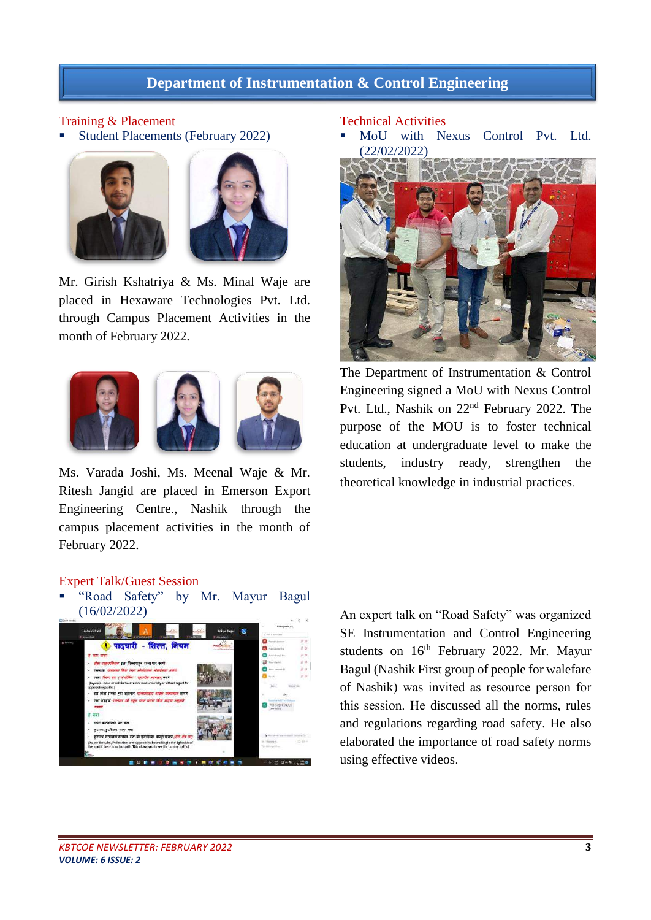# Department of Instrumentation & Control Engineering

## Training & Placement

- Student Placements (February 2022)

Mr. Girish Kshatriya & Ms. Minal Waje are placed in Hexaware Technologies Pvt. Ltd. through Campus Placement Activities in the month of February 2022.

Ms. Varada Joshi, Ms. Meenal Waje & Mr. Ritesh Jangid are placed in Emerson Export Engineering Centre., Nashik through the campus placement activities in the month of February 2022.

## Technical Activities

- MoU with Nexus Control Pvt. Ltd. (22/02/2022)

The Department of Instrumentation & Control Engineering signed a MoU with Nexus Control Pvt. Ltd., Nashik on 22nd February 2022. The purpose of the MOU is to foster technical education at undergraduate level to make the students, industry ready, strengthen the theoretical knowledge in industrial practices.

## Expert Talk/Guest Session

- "Road Safety" by Mr. Mayur Bagul (16/02/2022)

An expert talk on "Road Safety" was organized SE Instrumentation and Control Engineering students on 16th February 2022. Mr. Mayur Bagul (Nashik First group of people for walefare of Nashik) was invited as resource person for this session. He discussed all the norms, rules and regulations regarding road safety. He also elaborated the importance of road safety norms using effective videos.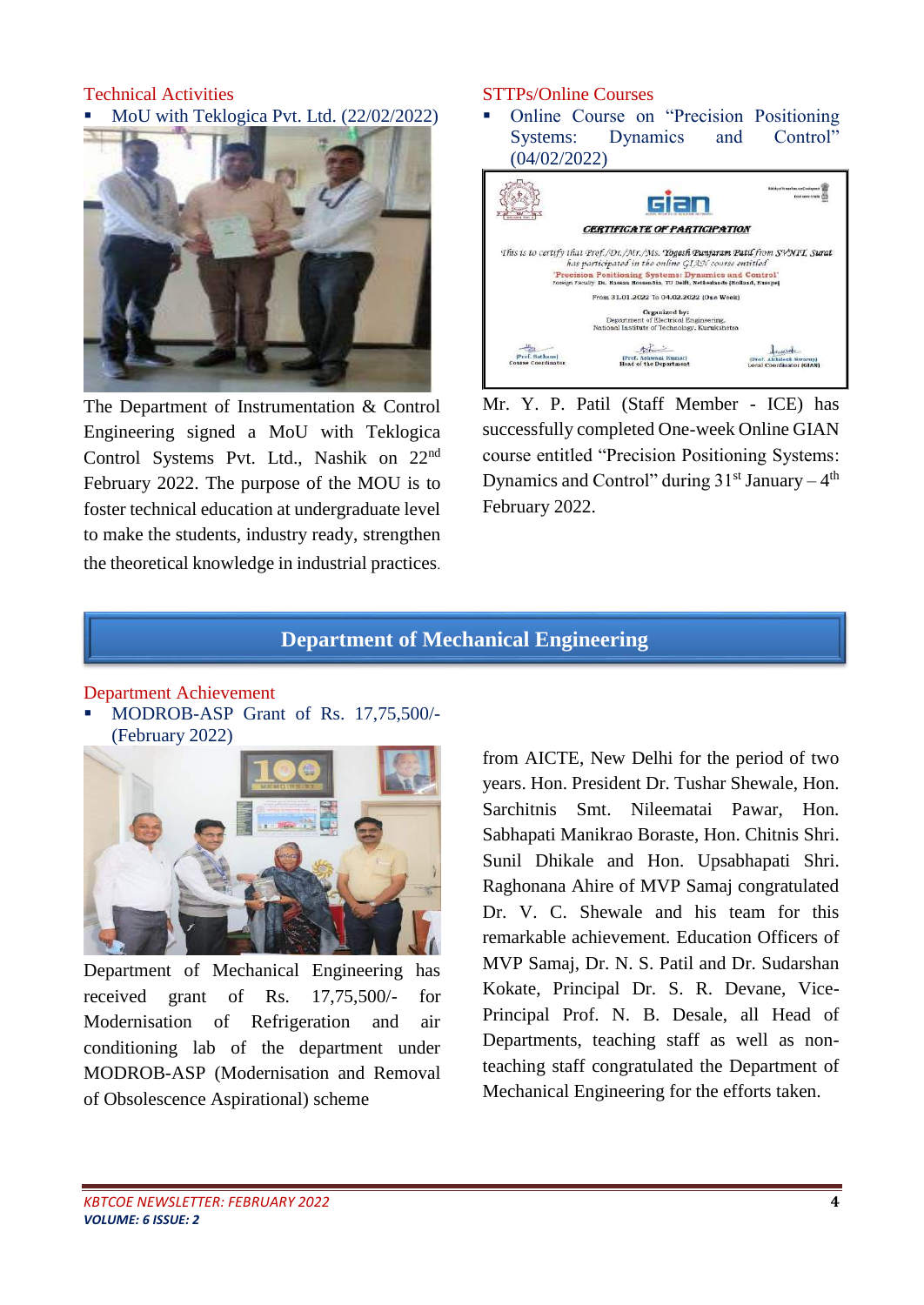## Technical Activities

- MoU with Teklogica Pvt. Ltd. (22/02/2022)

The Department of Instrumentation & Control Engineering signed a MoU with Teklogica Control Systems Pvt. Ltd., Nashik on 22nd February 2022. The purpose of the MOU is to foster technical education at undergraduate level to make the students, industry ready, strengthen the theoretical knowledge in industrial practices.

## STTPs/Online Courses

- Online Course on "Precision Positioning Systems: Dynamics and Control" (04/02/2022)

Mr. Y. P. Patil (Staff Member - ICE) has successfully completed One-week Online GIAN course entitled "Precision Positioning Systems: Dynamics and Control" during 31st January – 4th February 2022.

# Department of Mechanical Engineering

## Department Achievement

- MODROB-ASP Grant of Rs. 17,75,500/- (February 2022)

Department of Mechanical Engineering has received grant of Rs. 17,75,500/- for Modernisation of Refrigeration and air conditioning lab of the department under MODROB-ASP (Modernisation and Removal of Obsolescence Aspirational) scheme from AICTE, New Delhi for the period of two years. Hon. President Dr. Tushar Shewale, Hon. Sarchitnis Smt. Nileematai Pawar, Hon. Sabhapati Manikrao Boraste, Hon. Chitnis Shri. Sunil Dhikale and Hon. Upsabhapati Shri. Raghonana Ahire of MVP Samaj congratulated Dr. V. C. Shewale and his team for this remarkable achievement. Education Officers of MVP Samaj, Dr. N. S. Patil and Dr. Sudarshan Kokate, Principal Dr. S. R. Devane, Vice-Principal Prof. N. B. Desale, all Head of Departments, teaching staff as well as non-teaching staff congratulated the Department of Mechanical Engineering for the efforts taken.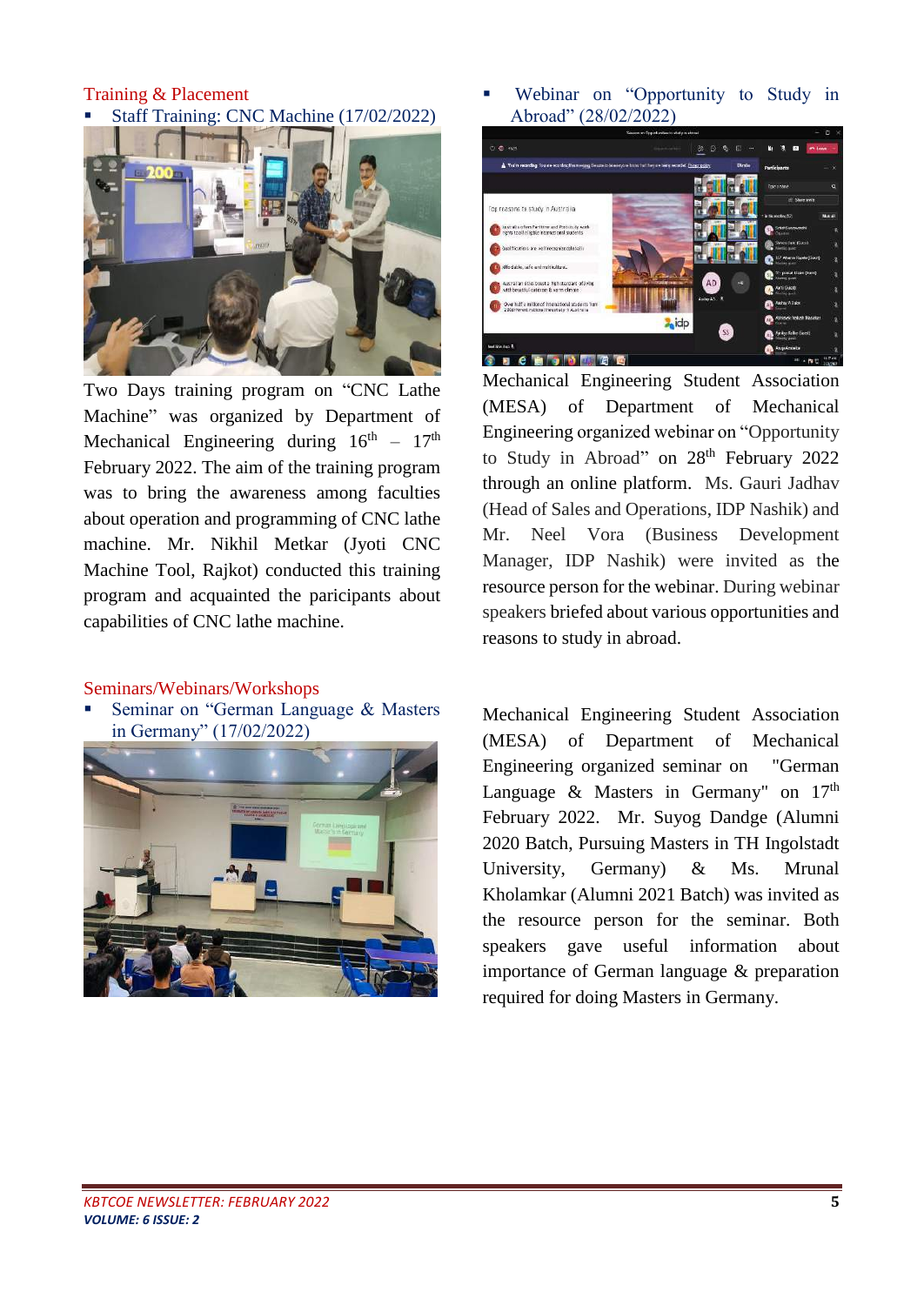## Training & Placement

- Staff Training: CNC Machine (17/02/2022)

Two Days training program on "CNC Lathe Machine" was organized by Department of Mechanical Engineering during 16th – 17th February 2022. The aim of the training program was to bring the awareness among faculties about operation and programming of CNC lathe machine. Mr. Nikhil Metkar (Jyoti CNC Machine Tool, Rajkot) conducted this training program and acquainted the paricipants about capabilities of CNC lathe machine.

## Seminars/Webinars/Workshops

- Seminar on "German Language & Masters in Germany" (17/02/2022)

Mechanical Engineering Student Association (MESA) of Department of Mechanical Engineering organized seminar on "German Language & Masters in Germany" on 17th February 2022. Mr. Suyog Dandge (Alumni 2020 Batch, Pursuing Masters in TH Ingolstadt University, Germany) & Ms. Mrunal Kholamkar (Alumni 2021 Batch) was invited as the resource person for the seminar. Both speakers gave useful information about importance of German language & preparation required for doing Masters in Germany.

- Webinar on "Opportunity to Study in Abroad" (28/02/2022)

Mechanical Engineering Student Association (MESA) of Department of Mechanical Engineering organized webinar on "Opportunity to Study in Abroad" on 28th February 2022 through an online platform. Ms. Gauri Jadhav (Head of Sales and Operations, IDP Nashik) and Mr. Neel Vora (Business Development Manager, IDP Nashik) were invited as the resource person for the webinar. During webinar speakers briefed about various opportunities and reasons to study in abroad.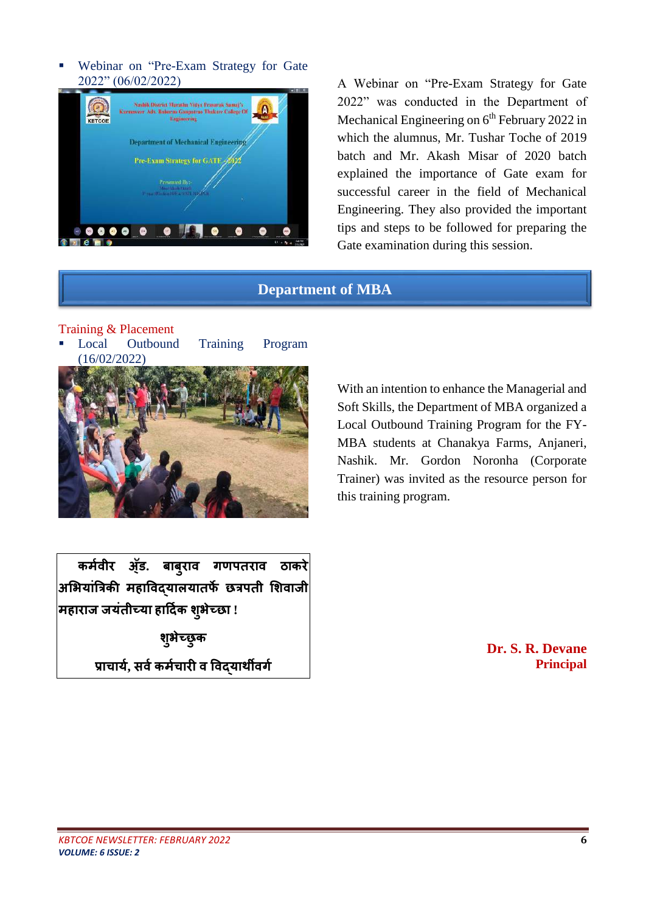- Webinar on "Pre-Exam Strategy for Gate 2022" (06/02/2022)

A Webinar on "Pre-Exam Strategy for Gate 2022" was conducted in the Department of Mechanical Engineering on 6th February 2022 in which the alumnus, Mr. Tushar Toche of 2019 batch and Mr. Akash Misar of 2020 batch explained the importance of Gate exam for successful career in the field of Mechanical Engineering. They also provided the important tips and steps to be followed for preparing the Gate examination during this session.

## Department of MBA

Training & Placement

- Local Outbound Training Program (16/02/2022)

With an intention to enhance the Managerial and Soft Skills, the Department of MBA organized a Local Outbound Training Program for the FY-MBA students at Chanakya Farms, Anjaneri, Nashik. Mr. Gordon Noronha (Corporate Trainer) was invited as the resource person for this training program.

**कर्मवीर ॲड. बाबुराव गणपतराव ठाकरे अभियांत्रिकी महाविद्यालयातर्फे छत्रपती शिवाजी महाराज जयंतीच्या हार्दिक शुभेच्छा !**

**शुभेच्छुक**

**प्राचार्य, सर्व कर्मचारी व विद्यार्थीवर्ग**

**Dr. S. R. Devane**
**Principal**